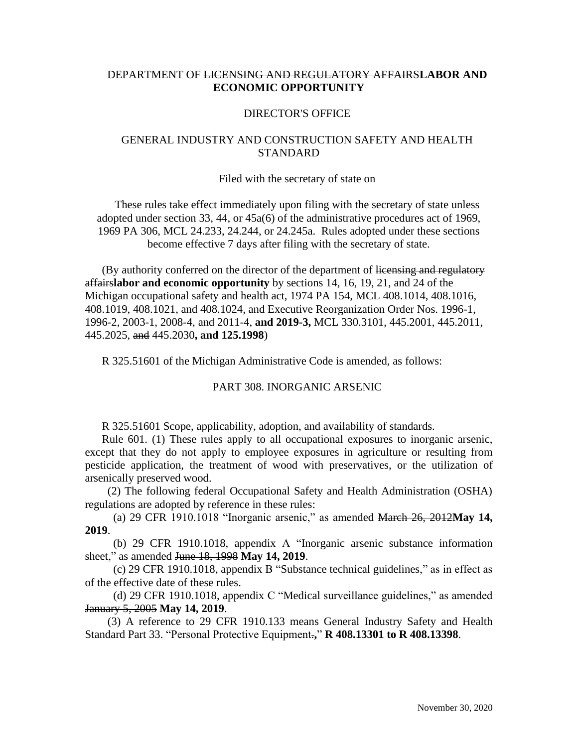DEPARTMENT OF ~~LICENSING AND REGULATORY AFFAIRS~~**LABOR AND ECONOMIC OPPORTUNITY**

DIRECTOR'S OFFICE

GENERAL INDUSTRY AND CONSTRUCTION SAFETY AND HEALTH STANDARD

Filed with the secretary of state on

These rules take effect immediately upon filing with the secretary of state unless adopted under section 33, 44, or 45a(6) of the administrative procedures act of 1969, 1969 PA 306, MCL 24.233, 24.244, or 24.245a. Rules adopted under these sections become effective 7 days after filing with the secretary of state.

(By authority conferred on the director of the department of ~~licensing and regulatory affairs~~**labor and economic opportunity** by sections 14, 16, 19, 21, and 24 of the Michigan occupational safety and health act, 1974 PA 154, MCL 408.1014, 408.1016, 408.1019, 408.1021, and 408.1024, and Executive Reorganization Order Nos. 1996-1, 1996-2, 2003-1, 2008-4, ~~and~~ 2011-4, **and 2019-3,** MCL 330.3101, 445.2001, 445.2011, 445.2025, ~~and~~ 445.2030**, and 125.1998**)

R 325.51601 of the Michigan Administrative Code is amended, as follows:

PART 308. INORGANIC ARSENIC

R 325.51601 Scope, applicability, adoption, and availability of standards.

Rule 601. (1) These rules apply to all occupational exposures to inorganic arsenic, except that they do not apply to employee exposures in agriculture or resulting from pesticide application, the treatment of wood with preservatives, or the utilization of arsenically preserved wood.

(2) The following federal Occupational Safety and Health Administration (OSHA) regulations are adopted by reference in these rules:

(a) 29 CFR 1910.1018 "Inorganic arsenic," as amended ~~March 26, 2012~~**May 14, 2019**.

(b) 29 CFR 1910.1018, appendix A "Inorganic arsenic substance information sheet," as amended ~~June 18, 1998~~ **May 14, 2019**.

(c) 29 CFR 1910.1018, appendix B "Substance technical guidelines," as in effect as of the effective date of these rules.

(d) 29 CFR 1910.1018, appendix C "Medical surveillance guidelines," as amended ~~January 5, 2005~~ **May 14, 2019**.

(3) A reference to 29 CFR 1910.133 means General Industry Safety and Health Standard Part 33. "Personal Protective Equipment~~.~~**,**" **R 408.13301 to R 408.13398**.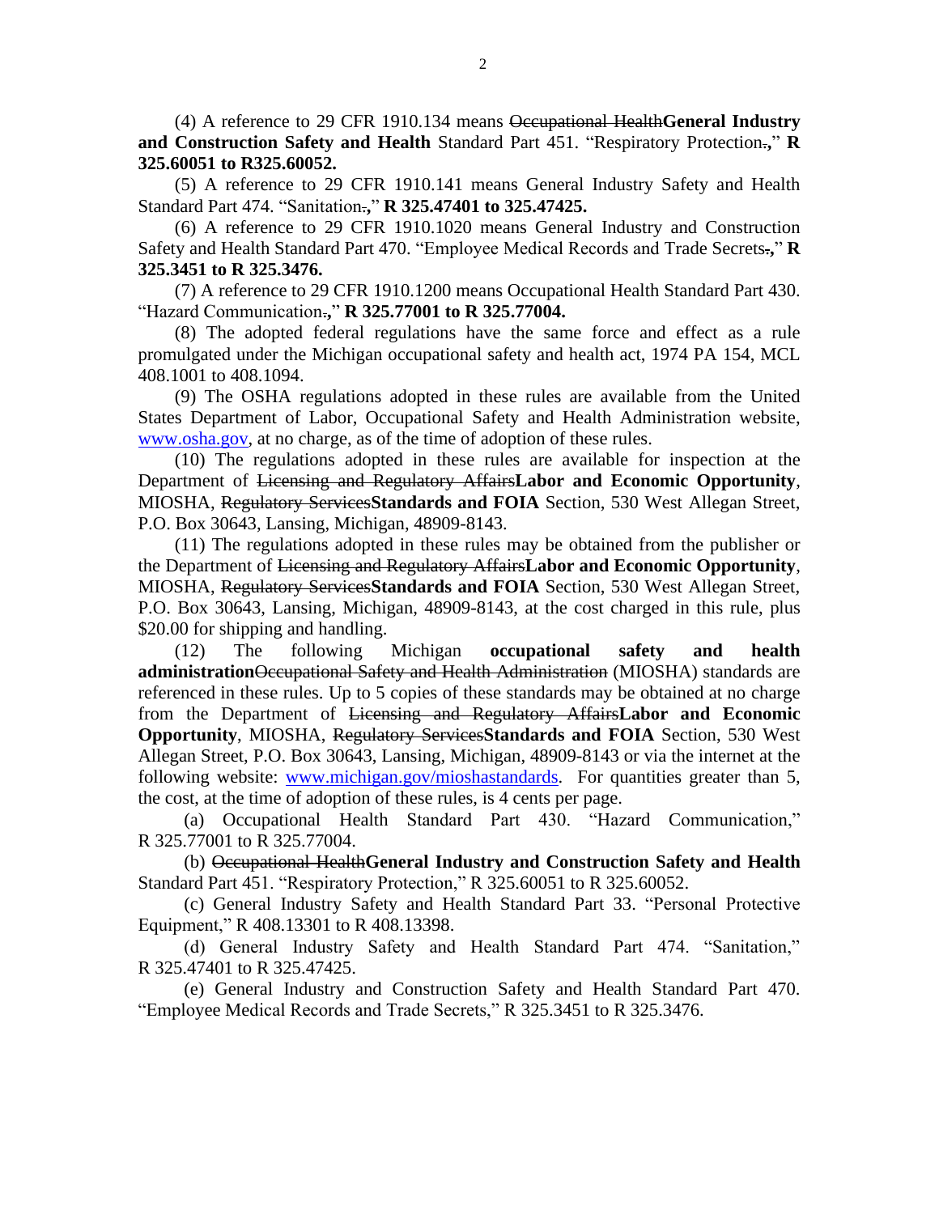(4) A reference to 29 CFR 1910.134 means ~~Occupational Health~~**General Industry and Construction Safety and Health** Standard Part 451. "Respiratory Protection~~.~~**,**" **R 325.60051 to R325.60052.**

(5) A reference to 29 CFR 1910.141 means General Industry Safety and Health Standard Part 474. "Sanitation~~.~~**,**" **R 325.47401 to 325.47425.**

(6) A reference to 29 CFR 1910.1020 means General Industry and Construction Safety and Health Standard Part 470. "Employee Medical Records and Trade Secrets~~.~~**,**" **R 325.3451 to R 325.3476.**

(7) A reference to 29 CFR 1910.1200 means Occupational Health Standard Part 430. "Hazard Communication~~.~~**,**" **R 325.77001 to R 325.77004.**

(8) The adopted federal regulations have the same force and effect as a rule promulgated under the Michigan occupational safety and health act, 1974 PA 154, MCL 408.1001 to 408.1094.

(9) The OSHA regulations adopted in these rules are available from the United States Department of Labor, Occupational Safety and Health Administration website, www.osha.gov, at no charge, as of the time of adoption of these rules.

(10) The regulations adopted in these rules are available for inspection at the Department of ~~Licensing and Regulatory Affairs~~**Labor and Economic Opportunity**, MIOSHA, ~~Regulatory Services~~**Standards and FOIA** Section, 530 West Allegan Street, P.O. Box 30643, Lansing, Michigan, 48909-8143.

(11) The regulations adopted in these rules may be obtained from the publisher or the Department of ~~Licensing and Regulatory Affairs~~**Labor and Economic Opportunity**, MIOSHA, ~~Regulatory Services~~**Standards and FOIA** Section, 530 West Allegan Street, P.O. Box 30643, Lansing, Michigan, 48909-8143, at the cost charged in this rule, plus $20.00 for shipping and handling.

(12) The following Michigan **occupational safety and health administration**~~Occupational Safety and Health Administration~~ (MIOSHA) standards are referenced in these rules. Up to 5 copies of these standards may be obtained at no charge from the Department of ~~Licensing and Regulatory Affairs~~**Labor and Economic Opportunity**, MIOSHA, ~~Regulatory Services~~**Standards and FOIA** Section, 530 West Allegan Street, P.O. Box 30643, Lansing, Michigan, 48909-8143 or via the internet at the following website: www.michigan.gov/mioshastandards. For quantities greater than 5, the cost, at the time of adoption of these rules, is 4 cents per page.

(a) Occupational Health Standard Part 430. "Hazard Communication," R 325.77001 to R 325.77004.

(b) ~~Occupational Health~~**General Industry and Construction Safety and Health** Standard Part 451. "Respiratory Protection," R 325.60051 to R 325.60052.

(c) General Industry Safety and Health Standard Part 33. "Personal Protective Equipment," R 408.13301 to R 408.13398.

(d) General Industry Safety and Health Standard Part 474. "Sanitation," R 325.47401 to R 325.47425.

(e) General Industry and Construction Safety and Health Standard Part 470. "Employee Medical Records and Trade Secrets," R 325.3451 to R 325.3476.